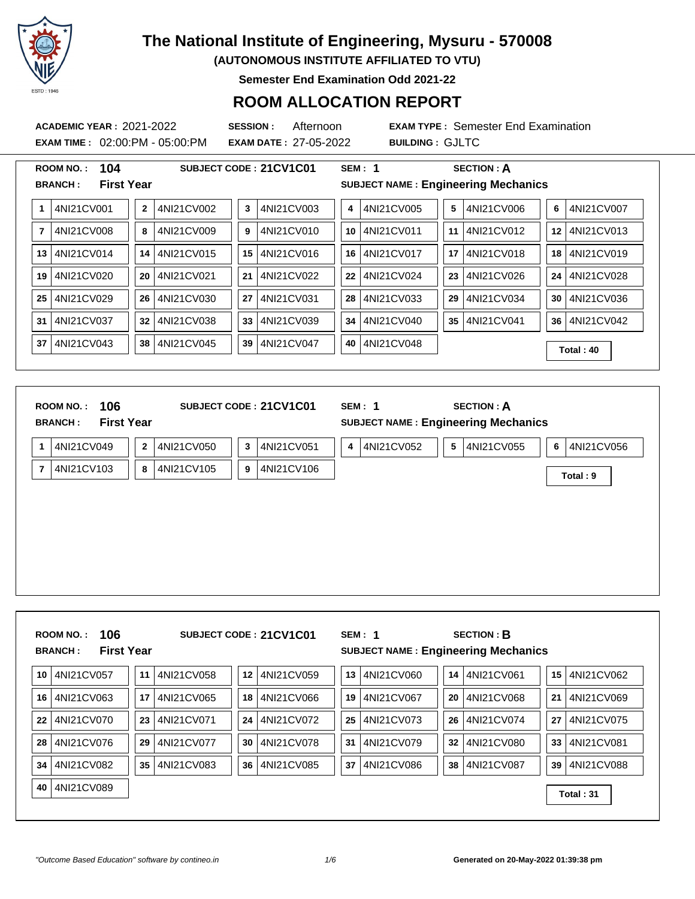# The National Institute of Engineering, Mysuru - 570008

**(AUTONOMOUS INSTITUTE AFFILIATED TO VTU)**

**Semester End Examination Odd 2021-22**

## ROOM ALLOCATION REPORT

**ACADEMIC YEAR :** 2021-2022 **SESSION :** Afternoon **EXAM TYPE :** Semester End Examination

**EXAM TIME :** 02:00:PM - 05:00:PM **EXAM DATE :** 27-05-2022 **BUILDING :** GJLTC

---

**ROOM NO. :** 104 **SUBJECT CODE :** 21CV1C01 **SEM :** 1 **SECTION :** A

**BRANCH :** First Year **SUBJECT NAME :** Engineering Mechanics

| | | | | | | | | | | | |
|---|---|---|---|---|---|---|---|---|---|---|---|
| 1 | 4NI21CV001 | 2 | 4NI21CV002 | 3 | 4NI21CV003 | 4 | 4NI21CV005 | 5 | 4NI21CV006 | 6 | 4NI21CV007 |
| 7 | 4NI21CV008 | 8 | 4NI21CV009 | 9 | 4NI21CV010 | 10 | 4NI21CV011 | 11 | 4NI21CV012 | 12 | 4NI21CV013 |
| 13 | 4NI21CV014 | 14 | 4NI21CV015 | 15 | 4NI21CV016 | 16 | 4NI21CV017 | 17 | 4NI21CV018 | 18 | 4NI21CV019 |
| 19 | 4NI21CV020 | 20 | 4NI21CV021 | 21 | 4NI21CV022 | 22 | 4NI21CV024 | 23 | 4NI21CV026 | 24 | 4NI21CV028 |
| 25 | 4NI21CV029 | 26 | 4NI21CV030 | 27 | 4NI21CV031 | 28 | 4NI21CV033 | 29 | 4NI21CV034 | 30 | 4NI21CV036 |
| 31 | 4NI21CV037 | 32 | 4NI21CV038 | 33 | 4NI21CV039 | 34 | 4NI21CV040 | 35 | 4NI21CV041 | 36 | 4NI21CV042 |
| 37 | 4NI21CV043 | 38 | 4NI21CV045 | 39 | 4NI21CV047 | 40 | 4NI21CV048 | | | | |

**Total : 40**

---

**ROOM NO. :** 106 **SUBJECT CODE :** 21CV1C01 **SEM :** 1 **SECTION :** A

**BRANCH :** First Year **SUBJECT NAME :** Engineering Mechanics

| | | | | | | | | | | | |
|---|---|---|---|---|---|---|---|---|---|---|---|
| 1 | 4NI21CV049 | 2 | 4NI21CV050 | 3 | 4NI21CV051 | 4 | 4NI21CV052 | 5 | 4NI21CV055 | 6 | 4NI21CV056 |
| 7 | 4NI21CV103 | 8 | 4NI21CV105 | 9 | 4NI21CV106 | | | | | | |

**Total : 9**

---

**ROOM NO. :** 106 **SUBJECT CODE :** 21CV1C01 **SEM :** 1 **SECTION :** B

**BRANCH :** First Year **SUBJECT NAME :** Engineering Mechanics

| | | | | | | | | | | | |
|---|---|---|---|---|---|---|---|---|---|---|---|
| 10 | 4NI21CV057 | 11 | 4NI21CV058 | 12 | 4NI21CV059 | 13 | 4NI21CV060 | 14 | 4NI21CV061 | 15 | 4NI21CV062 |
| 16 | 4NI21CV063 | 17 | 4NI21CV065 | 18 | 4NI21CV066 | 19 | 4NI21CV067 | 20 | 4NI21CV068 | 21 | 4NI21CV069 |
| 22 | 4NI21CV070 | 23 | 4NI21CV071 | 24 | 4NI21CV072 | 25 | 4NI21CV073 | 26 | 4NI21CV074 | 27 | 4NI21CV075 |
| 28 | 4NI21CV076 | 29 | 4NI21CV077 | 30 | 4NI21CV078 | 31 | 4NI21CV079 | 32 | 4NI21CV080 | 33 | 4NI21CV081 |
| 34 | 4NI21CV082 | 35 | 4NI21CV083 | 36 | 4NI21CV085 | 37 | 4NI21CV086 | 38 | 4NI21CV087 | 39 | 4NI21CV088 |
| 40 | 4NI21CV089 | | | | | | | | | | |

**Total : 31**

*"Outcome Based Education" software by contineo.in* **Generated on 20-May-2022 01:39:38 pm**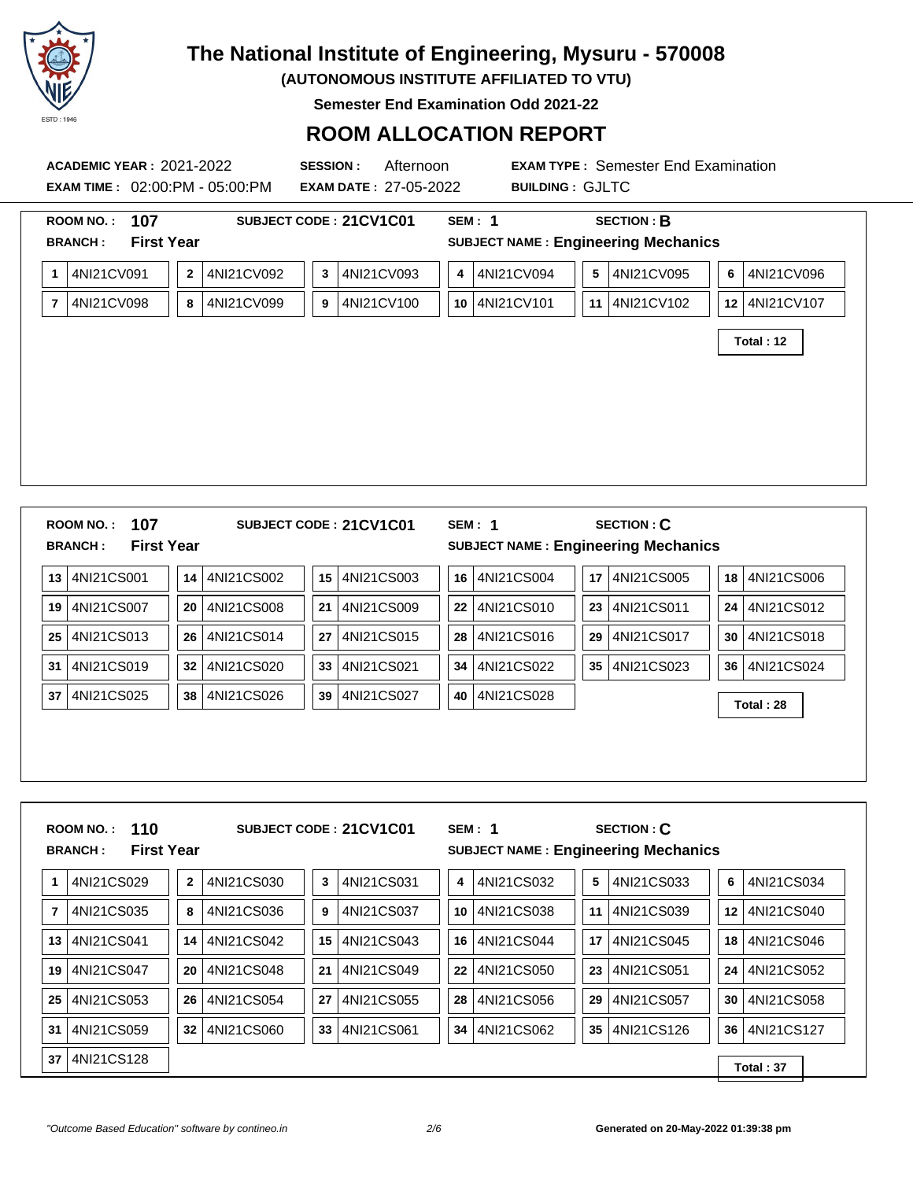# The National Institute of Engineering, Mysuru - 570008

**(AUTONOMOUS INSTITUTE AFFILIATED TO VTU)**

**Semester End Examination Odd 2021-22**

## ROOM ALLOCATION REPORT

**ACADEMIC YEAR :** 2021-2022 **SESSION :** Afternoon **EXAM TYPE :** Semester End Examination

**EXAM TIME :** 02:00:PM - 05:00:PM **EXAM DATE :** 27-05-2022 **BUILDING :** GJLTC

---

**ROOM NO. :** 107 **SUBJECT CODE : 21CV1C01** **SEM : 1** **SECTION : B**

**BRANCH : First Year** **SUBJECT NAME : Engineering Mechanics**

| | | | | | | | | | | | |
|---|---|---|---|---|---|---|---|---|---|---|---|
| 1 | 4NI21CV091 | 2 | 4NI21CV092 | 3 | 4NI21CV093 | 4 | 4NI21CV094 | 5 | 4NI21CV095 | 6 | 4NI21CV096 |
| 7 | 4NI21CV098 | 8 | 4NI21CV099 | 9 | 4NI21CV100 | 10 | 4NI21CV101 | 11 | 4NI21CV102 | 12 | 4NI21CV107 |

**Total : 12**

---

**ROOM NO. :** 107 **SUBJECT CODE : 21CV1C01** **SEM : 1** **SECTION : C**

**BRANCH : First Year** **SUBJECT NAME : Engineering Mechanics**

| | | | | | | | | | | | |
|---|---|---|---|---|---|---|---|---|---|---|---|
| 13 | 4NI21CS001 | 14 | 4NI21CS002 | 15 | 4NI21CS003 | 16 | 4NI21CS004 | 17 | 4NI21CS005 | 18 | 4NI21CS006 |
| 19 | 4NI21CS007 | 20 | 4NI21CS008 | 21 | 4NI21CS009 | 22 | 4NI21CS010 | 23 | 4NI21CS011 | 24 | 4NI21CS012 |
| 25 | 4NI21CS013 | 26 | 4NI21CS014 | 27 | 4NI21CS015 | 28 | 4NI21CS016 | 29 | 4NI21CS017 | 30 | 4NI21CS018 |
| 31 | 4NI21CS019 | 32 | 4NI21CS020 | 33 | 4NI21CS021 | 34 | 4NI21CS022 | 35 | 4NI21CS023 | 36 | 4NI21CS024 |
| 37 | 4NI21CS025 | 38 | 4NI21CS026 | 39 | 4NI21CS027 | 40 | 4NI21CS028 | | | | |

**Total : 28**

---

**ROOM NO. :** 110 **SUBJECT CODE : 21CV1C01** **SEM : 1** **SECTION : C**

**BRANCH : First Year** **SUBJECT NAME : Engineering Mechanics**

| | | | | | | | | | | | |
|---|---|---|---|---|---|---|---|---|---|---|---|
| 1 | 4NI21CS029 | 2 | 4NI21CS030 | 3 | 4NI21CS031 | 4 | 4NI21CS032 | 5 | 4NI21CS033 | 6 | 4NI21CS034 |
| 7 | 4NI21CS035 | 8 | 4NI21CS036 | 9 | 4NI21CS037 | 10 | 4NI21CS038 | 11 | 4NI21CS039 | 12 | 4NI21CS040 |
| 13 | 4NI21CS041 | 14 | 4NI21CS042 | 15 | 4NI21CS043 | 16 | 4NI21CS044 | 17 | 4NI21CS045 | 18 | 4NI21CS046 |
| 19 | 4NI21CS047 | 20 | 4NI21CS048 | 21 | 4NI21CS049 | 22 | 4NI21CS050 | 23 | 4NI21CS051 | 24 | 4NI21CS052 |
| 25 | 4NI21CS053 | 26 | 4NI21CS054 | 27 | 4NI21CS055 | 28 | 4NI21CS056 | 29 | 4NI21CS057 | 30 | 4NI21CS058 |
| 31 | 4NI21CS059 | 32 | 4NI21CS060 | 33 | 4NI21CS061 | 34 | 4NI21CS062 | 35 | 4NI21CS126 | 36 | 4NI21CS127 |
| 37 | 4NI21CS128 | | | | | | | | | | |

**Total : 37**

*"Outcome Based Education" software by contineo.in* **Generated on 20-May-2022 01:39:38 pm**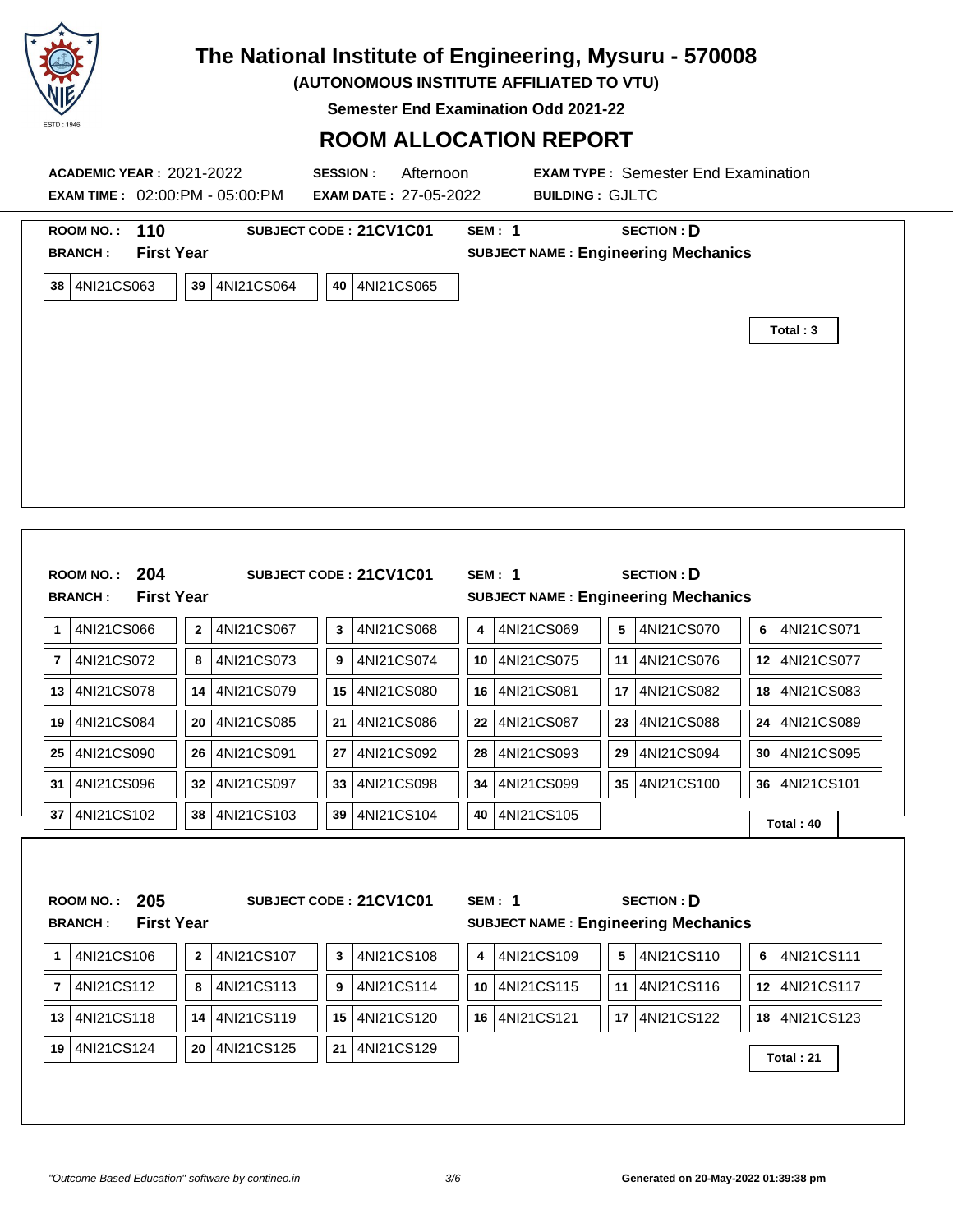# The National Institute of Engineering, Mysuru - 570008

**(AUTONOMOUS INSTITUTE AFFILIATED TO VTU)**

**Semester End Examination Odd 2021-22**

## ROOM ALLOCATION REPORT

**ACADEMIC YEAR :** 2021-2022 **SESSION :** Afternoon **EXAM TYPE :** Semester End Examination

**EXAM TIME :** 02:00:PM - 05:00:PM **EXAM DATE :** 27-05-2022 **BUILDING :** GJLTC

---

**ROOM NO. :** **110** **SUBJECT CODE :** **21CV1C01** **SEM :** **1** **SECTION :** **D**

**BRANCH :** **First Year** **SUBJECT NAME :** **Engineering Mechanics**

| | | | | | |
|---|---|---|---|---|---|
| 38 | 4NI21CS063 | 39 | 4NI21CS064 | 40 | 4NI21CS065 |

**Total : 3**

---

**ROOM NO. :** **204** **SUBJECT CODE :** **21CV1C01** **SEM :** **1** **SECTION :** **D**

**BRANCH :** **First Year** **SUBJECT NAME :** **Engineering Mechanics**

| | | | | | | | | | | | |
|---|---|---|---|---|---|---|---|---|---|---|---|
| 1 | 4NI21CS066 | 2 | 4NI21CS067 | 3 | 4NI21CS068 | 4 | 4NI21CS069 | 5 | 4NI21CS070 | 6 | 4NI21CS071 |
| 7 | 4NI21CS072 | 8 | 4NI21CS073 | 9 | 4NI21CS074 | 10 | 4NI21CS075 | 11 | 4NI21CS076 | 12 | 4NI21CS077 |
| 13 | 4NI21CS078 | 14 | 4NI21CS079 | 15 | 4NI21CS080 | 16 | 4NI21CS081 | 17 | 4NI21CS082 | 18 | 4NI21CS083 |
| 19 | 4NI21CS084 | 20 | 4NI21CS085 | 21 | 4NI21CS086 | 22 | 4NI21CS087 | 23 | 4NI21CS088 | 24 | 4NI21CS089 |
| 25 | 4NI21CS090 | 26 | 4NI21CS091 | 27 | 4NI21CS092 | 28 | 4NI21CS093 | 29 | 4NI21CS094 | 30 | 4NI21CS095 |
| 31 | 4NI21CS096 | 32 | 4NI21CS097 | 33 | 4NI21CS098 | 34 | 4NI21CS099 | 35 | 4NI21CS100 | 36 | 4NI21CS101 |
| 37 | 4NI21CS102 | 38 | 4NI21CS103 | 39 | 4NI21CS104 | 40 | 4NI21CS105 | | | | |

**Total : 40**

---

**ROOM NO. :** **205** **SUBJECT CODE :** **21CV1C01** **SEM :** **1** **SECTION :** **D**

**BRANCH :** **First Year** **SUBJECT NAME :** **Engineering Mechanics**

| | | | | | | | | | | | |
|---|---|---|---|---|---|---|---|---|---|---|---|
| 1 | 4NI21CS106 | 2 | 4NI21CS107 | 3 | 4NI21CS108 | 4 | 4NI21CS109 | 5 | 4NI21CS110 | 6 | 4NI21CS111 |
| 7 | 4NI21CS112 | 8 | 4NI21CS113 | 9 | 4NI21CS114 | 10 | 4NI21CS115 | 11 | 4NI21CS116 | 12 | 4NI21CS117 |
| 13 | 4NI21CS118 | 14 | 4NI21CS119 | 15 | 4NI21CS120 | 16 | 4NI21CS121 | 17 | 4NI21CS122 | 18 | 4NI21CS123 |
| 19 | 4NI21CS124 | 20 | 4NI21CS125 | 21 | 4NI21CS129 | | | | | | |

**Total : 21**

*"Outcome Based Education" software by contineo.in* **Generated on 20-May-2022 01:39:38 pm**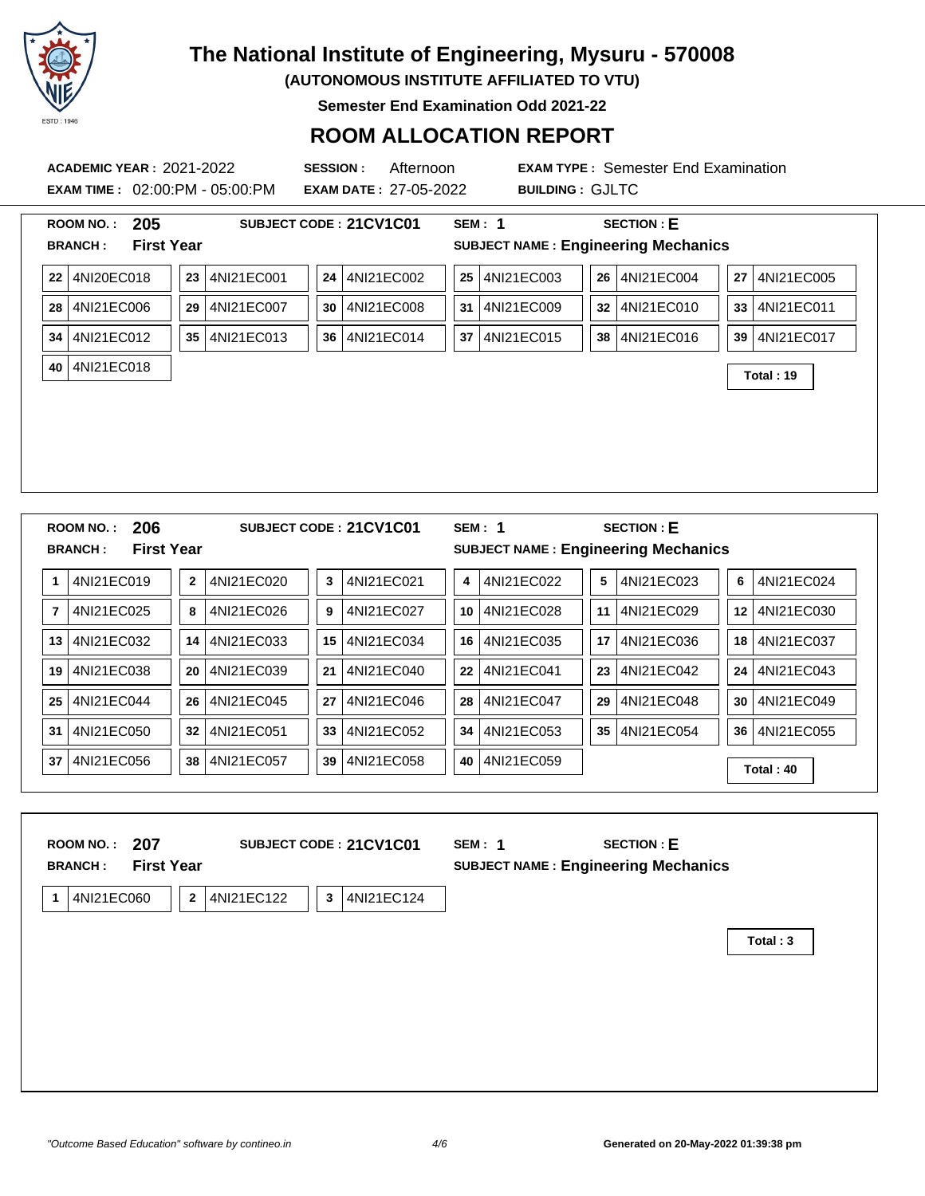# The National Institute of Engineering, Mysuru - 570008

**(AUTONOMOUS INSTITUTE AFFILIATED TO VTU)**

**Semester End Examination Odd 2021-22**

## ROOM ALLOCATION REPORT

**ACADEMIC YEAR :** 2021-2022 **SESSION :** Afternoon **EXAM TYPE :** Semester End Examination

**EXAM TIME :** 02:00:PM - 05:00:PM **EXAM DATE :** 27-05-2022 **BUILDING :** GJLTC

---

**ROOM NO. :** 205 **SUBJECT CODE : 21CV1C01** **SEM : 1** **SECTION : E**

**BRANCH : First Year** **SUBJECT NAME : Engineering Mechanics**

| | | | | | |
|---|---|---|---|---|---|
| 22 4NI20EC018 | 23 4NI21EC001 | 24 4NI21EC002 | 25 4NI21EC003 | 26 4NI21EC004 | 27 4NI21EC005 |
| 28 4NI21EC006 | 29 4NI21EC007 | 30 4NI21EC008 | 31 4NI21EC009 | 32 4NI21EC010 | 33 4NI21EC011 |
| 34 4NI21EC012 | 35 4NI21EC013 | 36 4NI21EC014 | 37 4NI21EC015 | 38 4NI21EC016 | 39 4NI21EC017 |
| 40 4NI21EC018 | | | | | |

**Total : 19**

---

**ROOM NO. :** 206 **SUBJECT CODE : 21CV1C01** **SEM : 1** **SECTION : E**

**BRANCH : First Year** **SUBJECT NAME : Engineering Mechanics**

| | | | | | |
|---|---|---|---|---|---|
| 1 4NI21EC019 | 2 4NI21EC020 | 3 4NI21EC021 | 4 4NI21EC022 | 5 4NI21EC023 | 6 4NI21EC024 |
| 7 4NI21EC025 | 8 4NI21EC026 | 9 4NI21EC027 | 10 4NI21EC028 | 11 4NI21EC029 | 12 4NI21EC030 |
| 13 4NI21EC032 | 14 4NI21EC033 | 15 4NI21EC034 | 16 4NI21EC035 | 17 4NI21EC036 | 18 4NI21EC037 |
| 19 4NI21EC038 | 20 4NI21EC039 | 21 4NI21EC040 | 22 4NI21EC041 | 23 4NI21EC042 | 24 4NI21EC043 |
| 25 4NI21EC044 | 26 4NI21EC045 | 27 4NI21EC046 | 28 4NI21EC047 | 29 4NI21EC048 | 30 4NI21EC049 |
| 31 4NI21EC050 | 32 4NI21EC051 | 33 4NI21EC052 | 34 4NI21EC053 | 35 4NI21EC054 | 36 4NI21EC055 |
| 37 4NI21EC056 | 38 4NI21EC057 | 39 4NI21EC058 | 40 4NI21EC059 | | |

**Total : 40**

---

**ROOM NO. :** 207 **SUBJECT CODE : 21CV1C01** **SEM : 1** **SECTION : E**

**BRANCH : First Year** **SUBJECT NAME : Engineering Mechanics**

| | | |
|---|---|---|
| 1 4NI21EC060 | 2 4NI21EC122 | 3 4NI21EC124 |

**Total : 3**

*"Outcome Based Education" software by contineo.in*

**Generated on 20-May-2022 01:39:38 pm**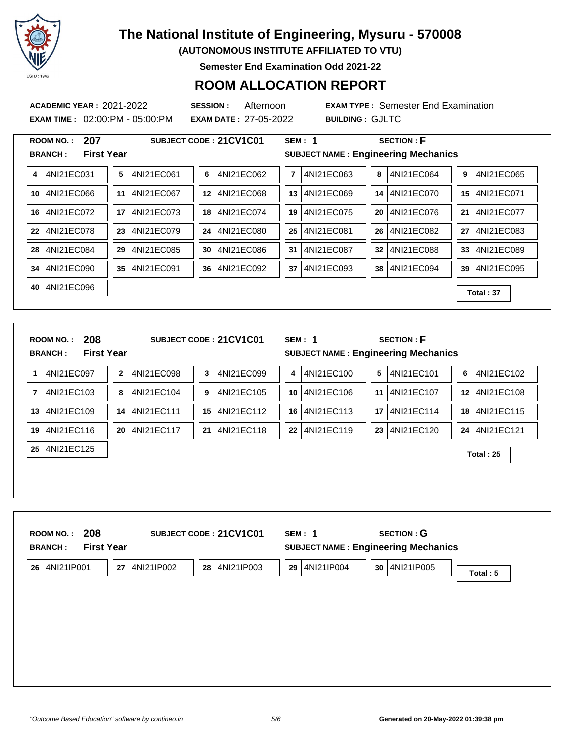# The National Institute of Engineering, Mysuru - 570008

**(AUTONOMOUS INSTITUTE AFFILIATED TO VTU)**

**Semester End Examination Odd 2021-22**

## ROOM ALLOCATION REPORT

**ACADEMIC YEAR :** 2021-2022 **SESSION :** Afternoon **EXAM TYPE :** Semester End Examination

**EXAM TIME :** 02:00:PM - 05:00:PM **EXAM DATE :** 27-05-2022 **BUILDING :** GJLTC

---

**ROOM NO. :** 207 **SUBJECT CODE :** 21CV01 **SEM :** 1 **SECTION :** F

**BRANCH :** First Year **SUBJECT NAME :** Engineering Mechanics

| | | | | | |
|---|---|---|---|---|---|
| 4 4NI21EC031 | 5 4NI21EC061 | 6 4NI21EC062 | 7 4NI21EC063 | 8 4NI21EC064 | 9 4NI21EC065 |
| 10 4NI21EC066 | 11 4NI21EC067 | 12 4NI21EC068 | 13 4NI21EC069 | 14 4NI21EC070 | 15 4NI21EC071 |
| 16 4NI21EC072 | 17 4NI21EC073 | 18 4NI21EC074 | 19 4NI21EC075 | 20 4NI21EC076 | 21 4NI21EC077 |
| 22 4NI21EC078 | 23 4NI21EC079 | 24 4NI21EC080 | 25 4NI21EC081 | 26 4NI21EC082 | 27 4NI21EC083 |
| 28 4NI21EC084 | 29 4NI21EC085 | 30 4NI21EC086 | 31 4NI21EC087 | 32 4NI21EC088 | 33 4NI21EC089 |
| 34 4NI21EC090 | 35 4NI21EC091 | 36 4NI21EC092 | 37 4NI21EC093 | 38 4NI21EC094 | 39 4NI21EC095 |
| 40 4NI21EC096 | | | | | |

**Total : 37**

---

**ROOM NO. :** 208 **SUBJECT CODE :** 21CV01 **SEM :** 1 **SECTION :** F

**BRANCH :** First Year **SUBJECT NAME :** Engineering Mechanics

| | | | | | |
|---|---|---|---|---|---|
| 1 4NI21EC097 | 2 4NI21EC098 | 3 4NI21EC099 | 4 4NI21EC100 | 5 4NI21EC101 | 6 4NI21EC102 |
| 7 4NI21EC103 | 8 4NI21EC104 | 9 4NI21EC105 | 10 4NI21EC106 | 11 4NI21EC107 | 12 4NI21EC108 |
| 13 4NI21EC109 | 14 4NI21EC111 | 15 4NI21EC112 | 16 4NI21EC113 | 17 4NI21EC114 | 18 4NI21EC115 |
| 19 4NI21EC116 | 20 4NI21EC117 | 21 4NI21EC118 | 22 4NI21EC119 | 23 4NI21EC120 | 24 4NI21EC121 |
| 25 4NI21EC125 | | | | | |

**Total : 25**

---

**ROOM NO. :** 208 **SUBJECT CODE :** 21CV01 **SEM :** 1 **SECTION :** G

**BRANCH :** First Year **SUBJECT NAME :** Engineering Mechanics

| | | | | |
|---|---|---|---|---|
| 26 4NI21IP001 | 27 4NI21IP002 | 28 4NI21IP003 | 29 4NI21IP004 | 30 4NI21IP005 |

**Total : 5**

*"Outcome Based Education" software by contineo.in* **Generated on 20-May-2022 01:39:38 pm**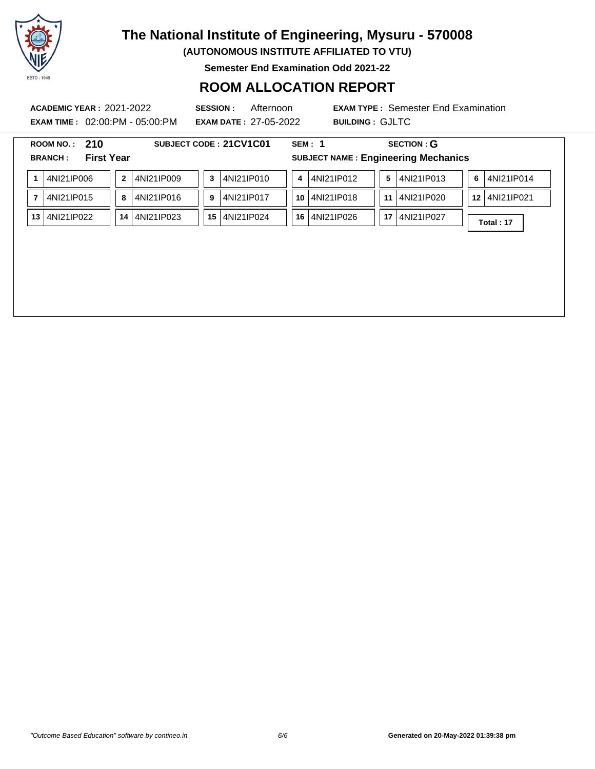# The National Institute of Engineering, Mysuru - 570008

**(AUTONOMOUS INSTITUTE AFFILIATED TO VTU)**

**Semester End Examination Odd 2021-22**

## ROOM ALLOCATION REPORT

**ACADEMIC YEAR :** 2021-2022 **SESSION :** Afternoon **EXAM TYPE :** Semester End Examination

**EXAM TIME :** 02:00:PM - 05:00:PM **EXAM DATE :** 27-05-2022 **BUILDING :** GJLTC

**ROOM NO. : 210** **SUBJECT CODE : 21CV1C01** **SEM : 1** **SECTION : G**

**BRANCH : First Year** **SUBJECT NAME : Engineering Mechanics**

| | | | | | | | | | | | |
|---|---|---|---|---|---|---|---|---|---|---|---|
| 1 | 4NI21IP006 | 2 | 4NI21IP009 | 3 | 4NI21IP010 | 4 | 4NI21IP012 | 5 | 4NI21IP013 | 6 | 4NI21IP014 |
| 7 | 4NI21IP015 | 8 | 4NI21IP016 | 9 | 4NI21IP017 | 10 | 4NI21IP018 | 11 | 4NI21IP020 | 12 | 4NI21IP021 |
| 13 | 4NI21IP022 | 14 | 4NI21IP023 | 15 | 4NI21IP024 | 16 | 4NI21IP026 | 17 | 4NI21IP027 | | |

**Total : 17**

*"Outcome Based Education" software by contineo.in* **Generated on 20-May-2022 01:39:38 pm**